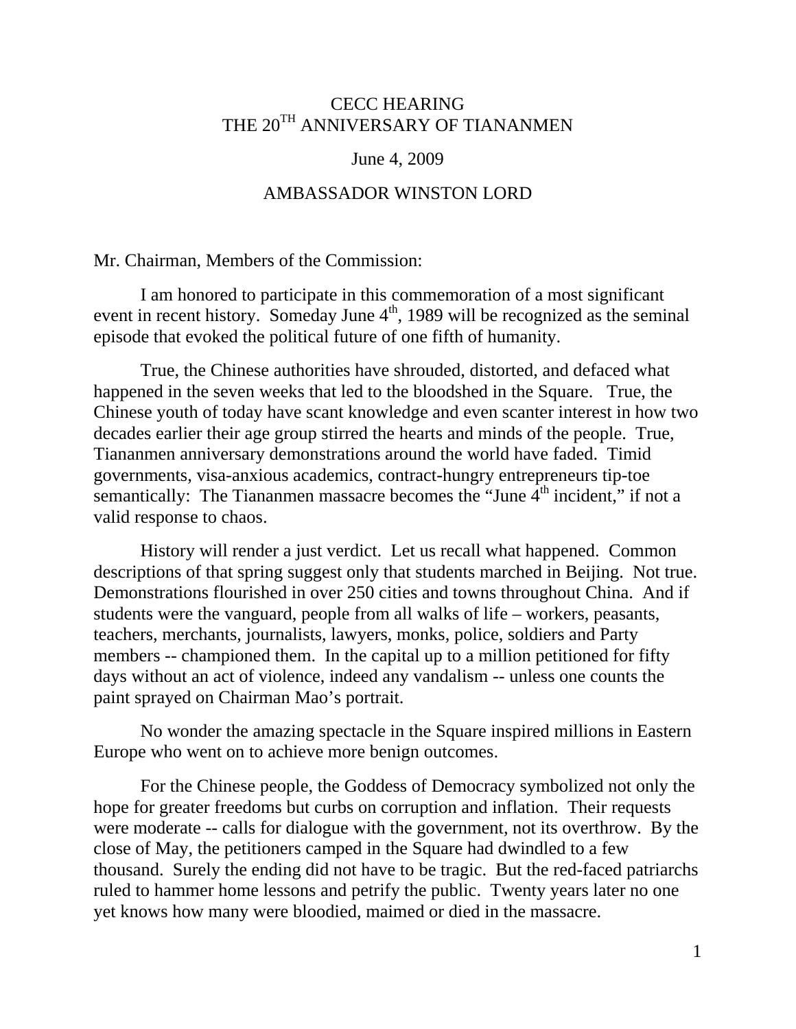# CECC HEARING
# THE 20TH ANNIVERSARY OF TIANANMEN

June 4, 2009

AMBASSADOR WINSTON LORD

Mr. Chairman, Members of the Commission:

I am honored to participate in this commemoration of a most significant event in recent history. Someday June 4th, 1989 will be recognized as the seminal episode that evoked the political future of one fifth of humanity.

True, the Chinese authorities have shrouded, distorted, and defaced what happened in the seven weeks that led to the bloodshed in the Square. True, the Chinese youth of today have scant knowledge and even scanter interest in how two decades earlier their age group stirred the hearts and minds of the people. True, Tiananmen anniversary demonstrations around the world have faded. Timid governments, visa-anxious academics, contract-hungry entrepreneurs tip-toe semantically: The Tiananmen massacre becomes the "June 4th incident," if not a valid response to chaos.

History will render a just verdict. Let us recall what happened. Common descriptions of that spring suggest only that students marched in Beijing. Not true. Demonstrations flourished in over 250 cities and towns throughout China. And if students were the vanguard, people from all walks of life – workers, peasants, teachers, merchants, journalists, lawyers, monks, police, soldiers and Party members -- championed them. In the capital up to a million petitioned for fifty days without an act of violence, indeed any vandalism -- unless one counts the paint sprayed on Chairman Mao's portrait.

No wonder the amazing spectacle in the Square inspired millions in Eastern Europe who went on to achieve more benign outcomes.

For the Chinese people, the Goddess of Democracy symbolized not only the hope for greater freedoms but curbs on corruption and inflation. Their requests were moderate -- calls for dialogue with the government, not its overthrow. By the close of May, the petitioners camped in the Square had dwindled to a few thousand. Surely the ending did not have to be tragic. But the red-faced patriarchs ruled to hammer home lessons and petrify the public. Twenty years later no one yet knows how many were bloodied, maimed or died in the massacre.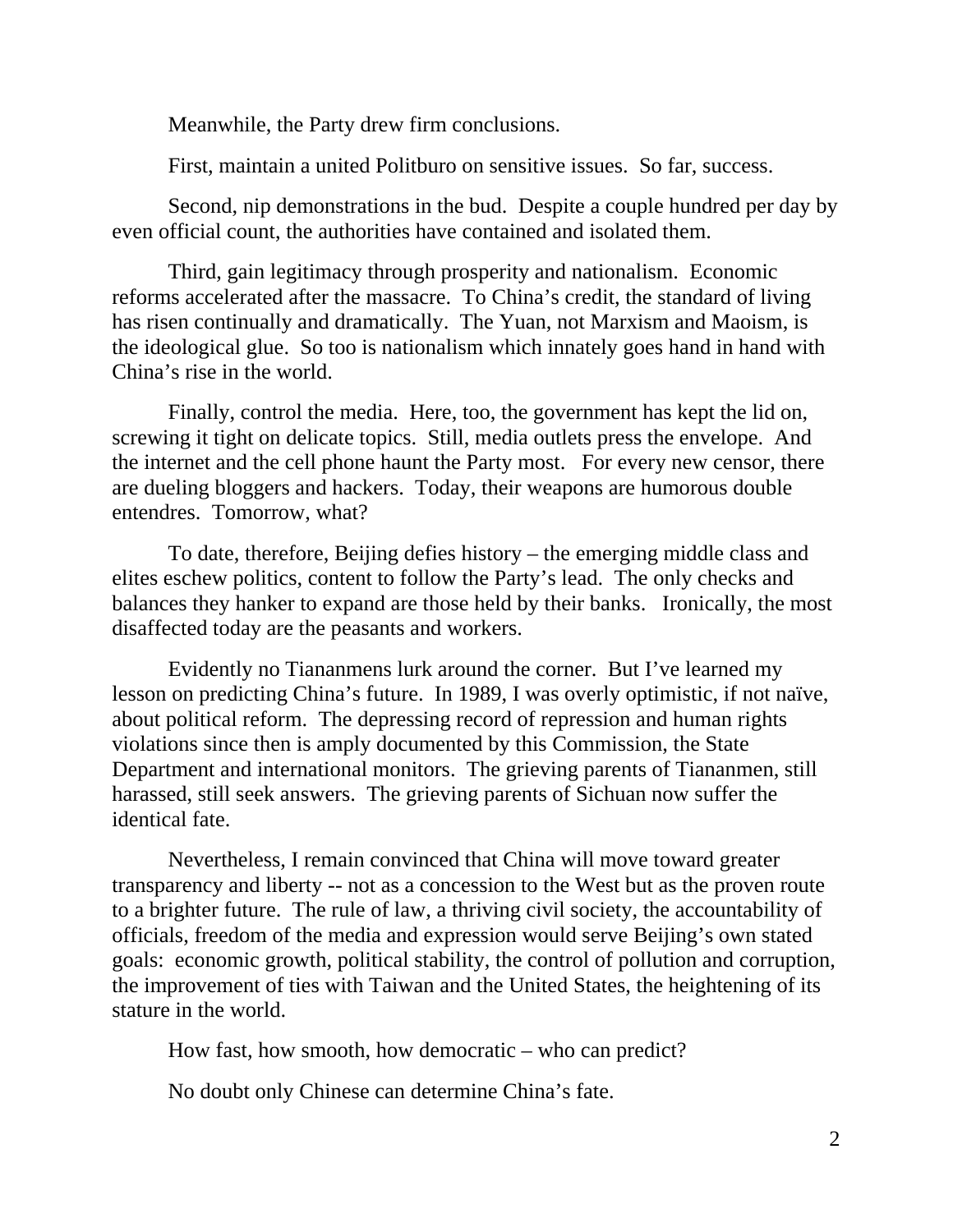Meanwhile, the Party drew firm conclusions.

First, maintain a united Politburo on sensitive issues. So far, success.

Second, nip demonstrations in the bud. Despite a couple hundred per day by even official count, the authorities have contained and isolated them.

Third, gain legitimacy through prosperity and nationalism. Economic reforms accelerated after the massacre. To China's credit, the standard of living has risen continually and dramatically. The Yuan, not Marxism and Maoism, is the ideological glue. So too is nationalism which innately goes hand in hand with China's rise in the world.

Finally, control the media. Here, too, the government has kept the lid on, screwing it tight on delicate topics. Still, media outlets press the envelope. And the internet and the cell phone haunt the Party most. For every new censor, there are dueling bloggers and hackers. Today, their weapons are humorous double entendres. Tomorrow, what?

To date, therefore, Beijing defies history – the emerging middle class and elites eschew politics, content to follow the Party's lead. The only checks and balances they hanker to expand are those held by their banks. Ironically, the most disaffected today are the peasants and workers.

Evidently no Tiananmens lurk around the corner. But I've learned my lesson on predicting China's future. In 1989, I was overly optimistic, if not naïve, about political reform. The depressing record of repression and human rights violations since then is amply documented by this Commission, the State Department and international monitors. The grieving parents of Tiananmen, still harassed, still seek answers. The grieving parents of Sichuan now suffer the identical fate.

Nevertheless, I remain convinced that China will move toward greater transparency and liberty -- not as a concession to the West but as the proven route to a brighter future. The rule of law, a thriving civil society, the accountability of officials, freedom of the media and expression would serve Beijing's own stated goals: economic growth, political stability, the control of pollution and corruption, the improvement of ties with Taiwan and the United States, the heightening of its stature in the world.

How fast, how smooth, how democratic – who can predict?

No doubt only Chinese can determine China's fate.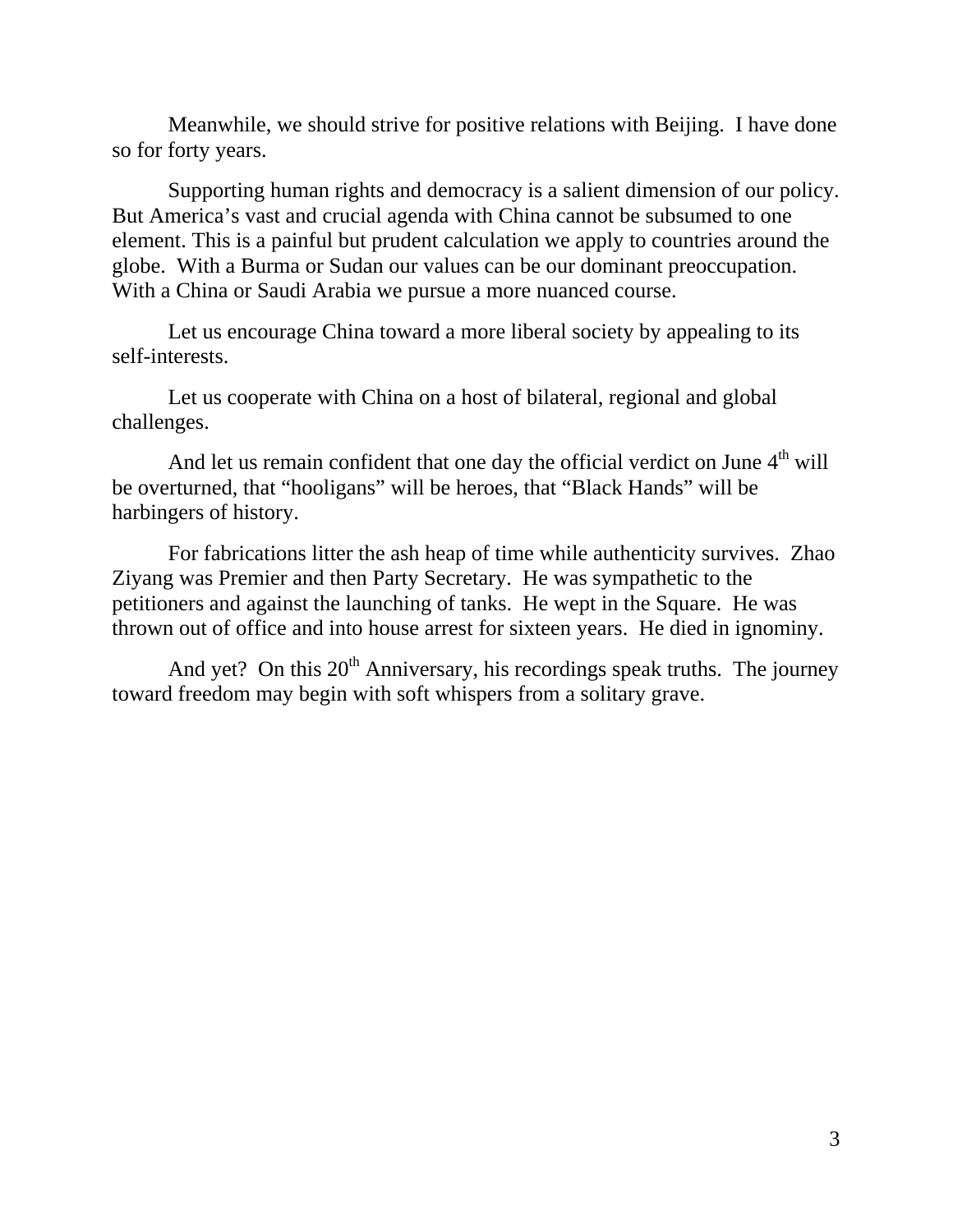Meanwhile, we should strive for positive relations with Beijing. I have done so for forty years.

Supporting human rights and democracy is a salient dimension of our policy. But America's vast and crucial agenda with China cannot be subsumed to one element. This is a painful but prudent calculation we apply to countries around the globe. With a Burma or Sudan our values can be our dominant preoccupation. With a China or Saudi Arabia we pursue a more nuanced course.

Let us encourage China toward a more liberal society by appealing to its self-interests.

Let us cooperate with China on a host of bilateral, regional and global challenges.

And let us remain confident that one day the official verdict on June 4th will be overturned, that "hooligans" will be heroes, that "Black Hands" will be harbingers of history.

For fabrications litter the ash heap of time while authenticity survives. Zhao Ziyang was Premier and then Party Secretary. He was sympathetic to the petitioners and against the launching of tanks. He wept in the Square. He was thrown out of office and into house arrest for sixteen years. He died in ignominy.

And yet? On this 20th Anniversary, his recordings speak truths. The journey toward freedom may begin with soft whispers from a solitary grave.